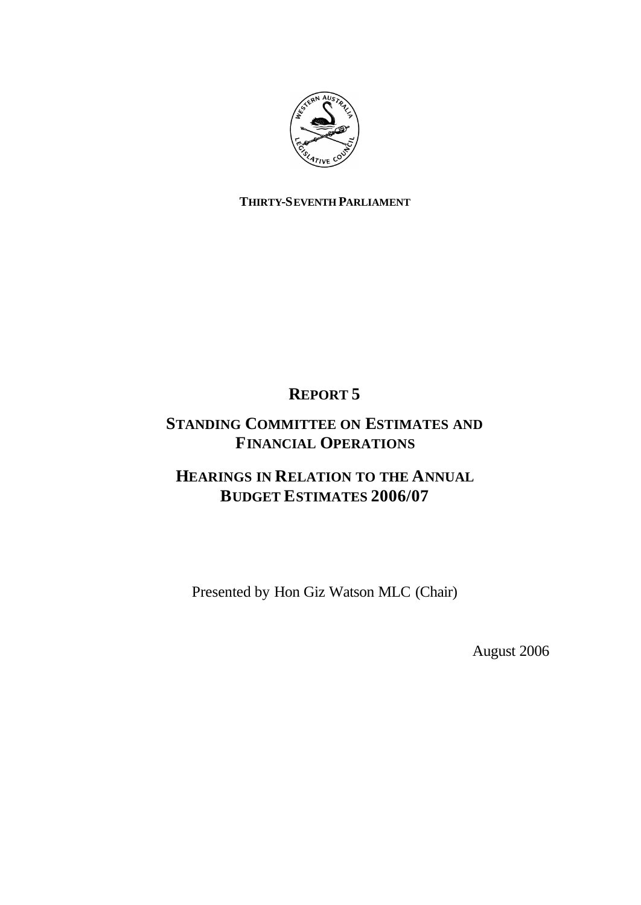**THIRTY-SEVENTH PARLIAMENT**

# REPORT 5

## STANDING COMMITTEE ON ESTIMATES AND FINANCIAL OPERATIONS

## HEARINGS IN RELATION TO THE ANNUAL BUDGET ESTIMATES 2006/07

Presented by Hon Giz Watson MLC (Chair)

August 2006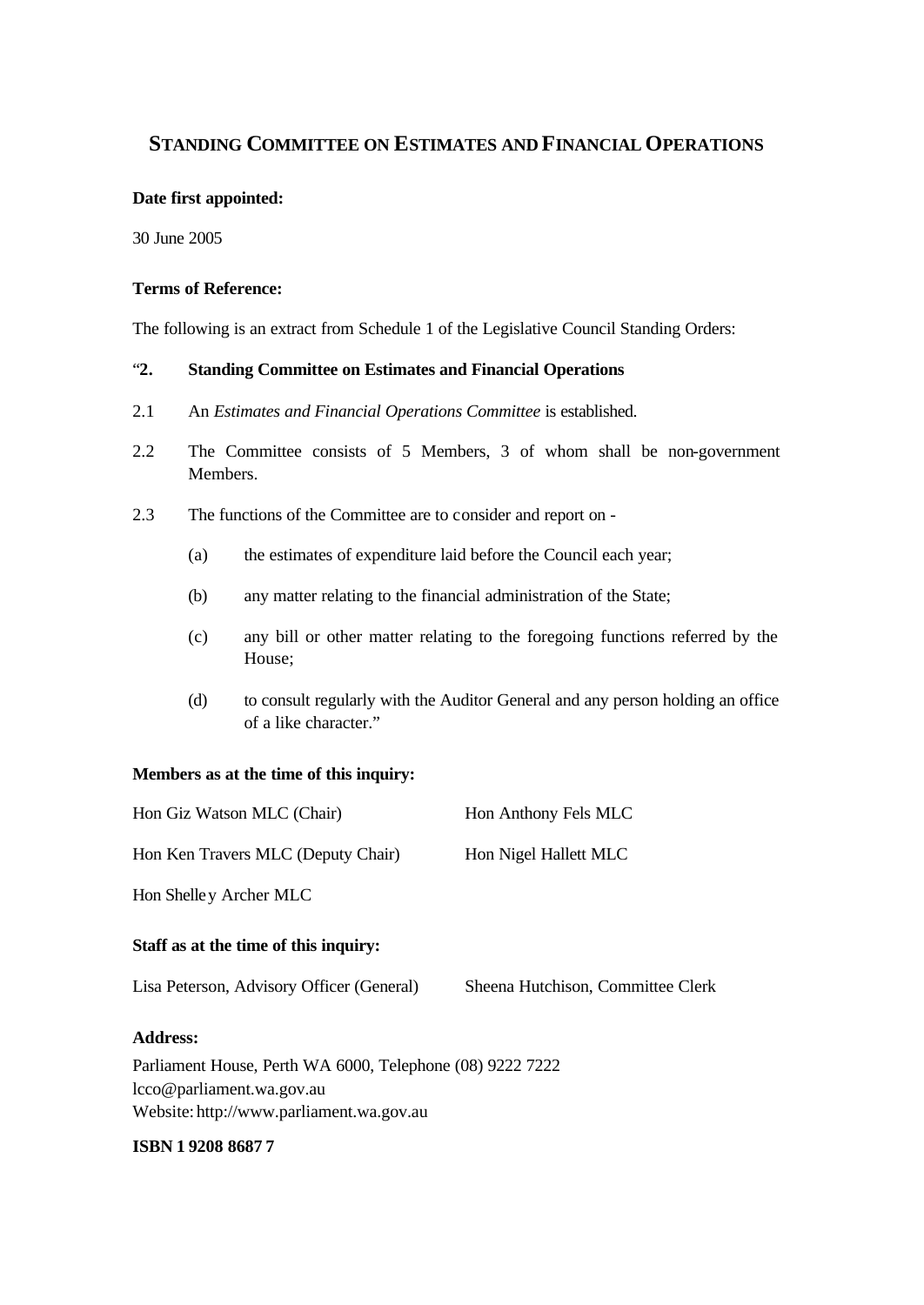# STANDING COMMITTEE ON ESTIMATES AND FINANCIAL OPERATIONS

**Date first appointed:**

30 June 2005

**Terms of Reference:**

The following is an extract from Schedule 1 of the Legislative Council Standing Orders:

"**2. Standing Committee on Estimates and Financial Operations**

2.1 An *Estimates and Financial Operations Committee* is established.

2.2 The Committee consists of 5 Members, 3 of whom shall be non-government Members.

2.3 The functions of the Committee are to consider and report on -

(a) the estimates of expenditure laid before the Council each year;

(b) any matter relating to the financial administration of the State;

(c) any bill or other matter relating to the foregoing functions referred by the House;

(d) to consult regularly with the Auditor General and any person holding an office of a like character."

**Members as at the time of this inquiry:**

Hon Giz Watson MLC (Chair)

Hon Anthony Fels MLC

Hon Ken Travers MLC (Deputy Chair)

Hon Nigel Hallett MLC

Hon Shelley Archer MLC

**Staff as at the time of this inquiry:**

Lisa Peterson, Advisory Officer (General)

Sheena Hutchison, Committee Clerk

**Address:**

Parliament House, Perth WA 6000, Telephone (08) 9222 7222
lcco@parliament.wa.gov.au
Website: http://www.parliament.wa.gov.au

**ISBN 1 9208 8687 7**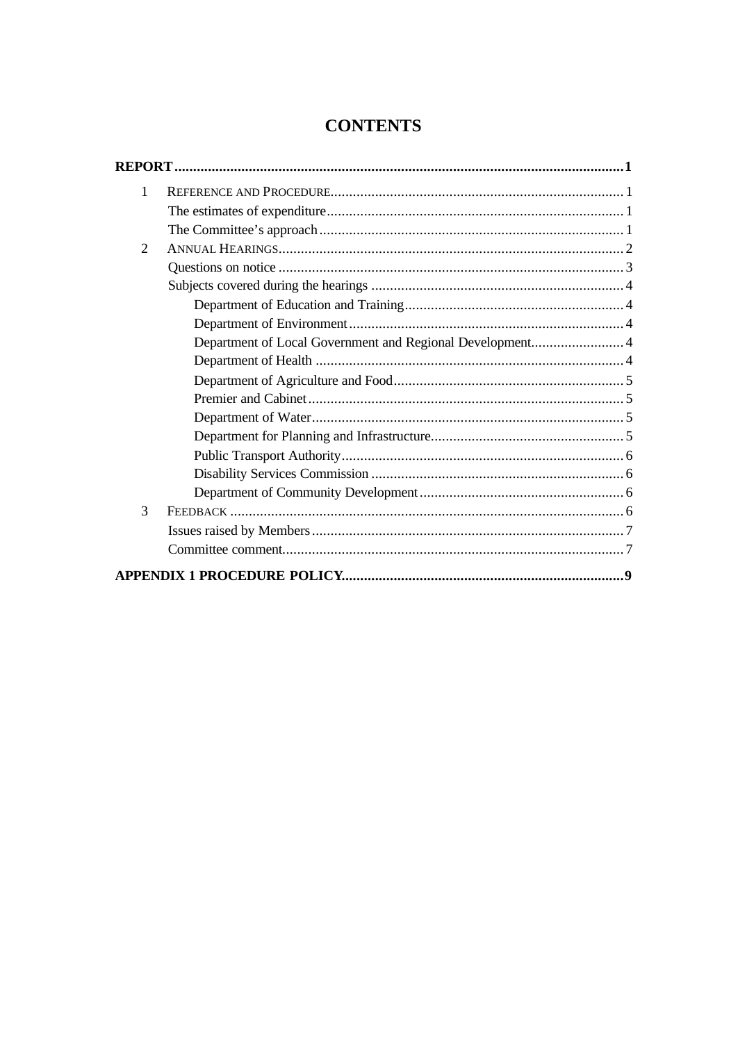# CONTENTS

**REPORT** .......... **1**

1 REFERENCE AND PROCEDURE .......... 1
- The estimates of expenditure .......... 1
- The Committee's approach .......... 1

2 ANNUAL HEARINGS .......... 2
- Questions on notice .......... 3
- Subjects covered during the hearings .......... 4
  - Department of Education and Training .......... 4
  - Department of Environment .......... 4
  - Department of Local Government and Regional Development .......... 4
  - Department of Health .......... 4
  - Department of Agriculture and Food .......... 5
  - Premier and Cabinet .......... 5
  - Department of Water .......... 5
  - Department for Planning and Infrastructure .......... 5
  - Public Transport Authority .......... 6
  - Disability Services Commission .......... 6
  - Department of Community Development .......... 6

3 FEEDBACK .......... 6
- Issues raised by Members .......... 7
- Committee comment .......... 7

**APPENDIX 1 PROCEDURE POLICY** .......... **9**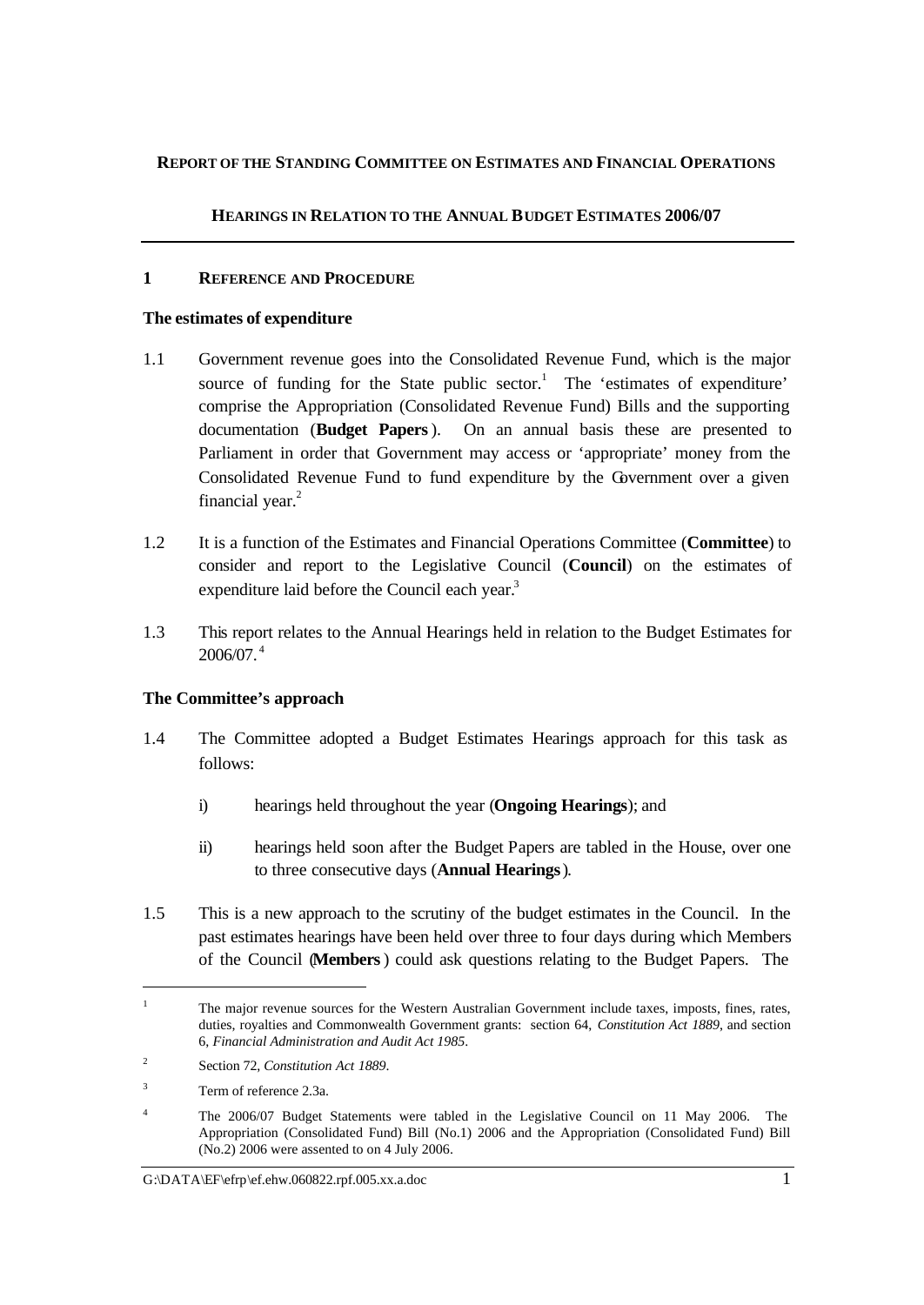**REPORT OF THE STANDING COMMITTEE ON ESTIMATES AND FINANCIAL OPERATIONS**

**HEARINGS IN RELATION TO THE ANNUAL BUDGET ESTIMATES 2006/07**

## 1 REFERENCE AND PROCEDURE

### The estimates of expenditure

1.1 Government revenue goes into the Consolidated Revenue Fund, which is the major source of funding for the State public sector.[1] The 'estimates of expenditure' comprise the Appropriation (Consolidated Revenue Fund) Bills and the supporting documentation (**Budget Papers**). On an annual basis these are presented to Parliament in order that Government may access or 'appropriate' money from the Consolidated Revenue Fund to fund expenditure by the Government over a given financial year.[2]

1.2 It is a function of the Estimates and Financial Operations Committee (**Committee**) to consider and report to the Legislative Council (**Council**) on the estimates of expenditure laid before the Council each year.[3]

1.3 This report relates to the Annual Hearings held in relation to the Budget Estimates for 2006/07.[4]

### The Committee's approach

1.4 The Committee adopted a Budget Estimates Hearings approach for this task as follows:

i) hearings held throughout the year (**Ongoing Hearings**); and

ii) hearings held soon after the Budget Papers are tabled in the House, over one to three consecutive days (**Annual Hearings**).

1.5 This is a new approach to the scrutiny of the budget estimates in the Council. In the past estimates hearings have been held over three to four days during which Members of the Council (**Members**) could ask questions relating to the Budget Papers. The

---

[1] The major revenue sources for the Western Australian Government include taxes, imposts, fines, rates, duties, royalties and Commonwealth Government grants: section 64, *Constitution Act 1889*, and section 6, *Financial Administration and Audit Act 1985*.

[2] Section 72, *Constitution Act 1889*.

[3] Term of reference 2.3a.

[4] The 2006/07 Budget Statements were tabled in the Legislative Council on 11 May 2006. The Appropriation (Consolidated Fund) Bill (No.1) 2006 and the Appropriation (Consolidated Fund) Bill (No.2) 2006 were assented to on 4 July 2006.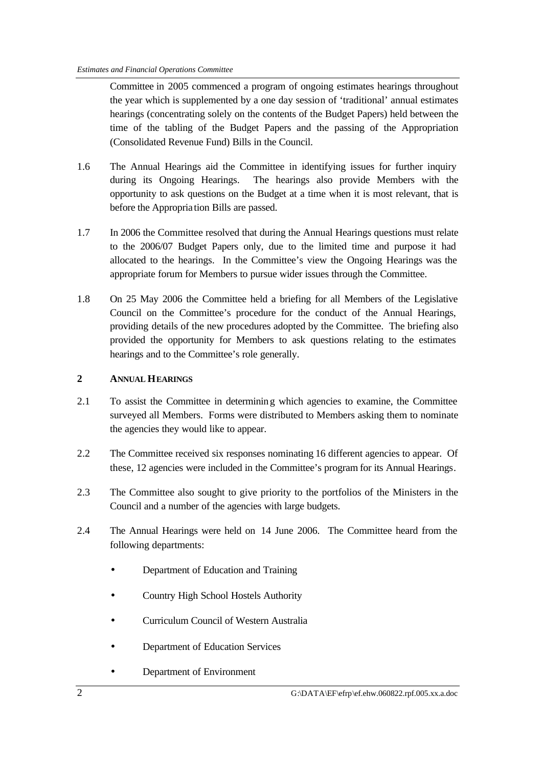Committee in 2005 commenced a program of ongoing estimates hearings throughout the year which is supplemented by a one day session of 'traditional' annual estimates hearings (concentrating solely on the contents of the Budget Papers) held between the time of the tabling of the Budget Papers and the passing of the Appropriation (Consolidated Revenue Fund) Bills in the Council.

1.6 The Annual Hearings aid the Committee in identifying issues for further inquiry during its Ongoing Hearings. The hearings also provide Members with the opportunity to ask questions on the Budget at a time when it is most relevant, that is before the Appropriation Bills are passed.

1.7 In 2006 the Committee resolved that during the Annual Hearings questions must relate to the 2006/07 Budget Papers only, due to the limited time and purpose it had allocated to the hearings. In the Committee's view the Ongoing Hearings was the appropriate forum for Members to pursue wider issues through the Committee.

1.8 On 25 May 2006 the Committee held a briefing for all Members of the Legislative Council on the Committee's procedure for the conduct of the Annual Hearings, providing details of the new procedures adopted by the Committee. The briefing also provided the opportunity for Members to ask questions relating to the estimates hearings and to the Committee's role generally.

## 2 ANNUAL HEARINGS

2.1 To assist the Committee in determining which agencies to examine, the Committee surveyed all Members. Forms were distributed to Members asking them to nominate the agencies they would like to appear.

2.2 The Committee received six responses nominating 16 different agencies to appear. Of these, 12 agencies were included in the Committee's program for its Annual Hearings.

2.3 The Committee also sought to give priority to the portfolios of the Ministers in the Council and a number of the agencies with large budgets.

2.4 The Annual Hearings were held on 14 June 2006. The Committee heard from the following departments:

- Department of Education and Training
- Country High School Hostels Authority
- Curriculum Council of Western Australia
- Department of Education Services
- Department of Environment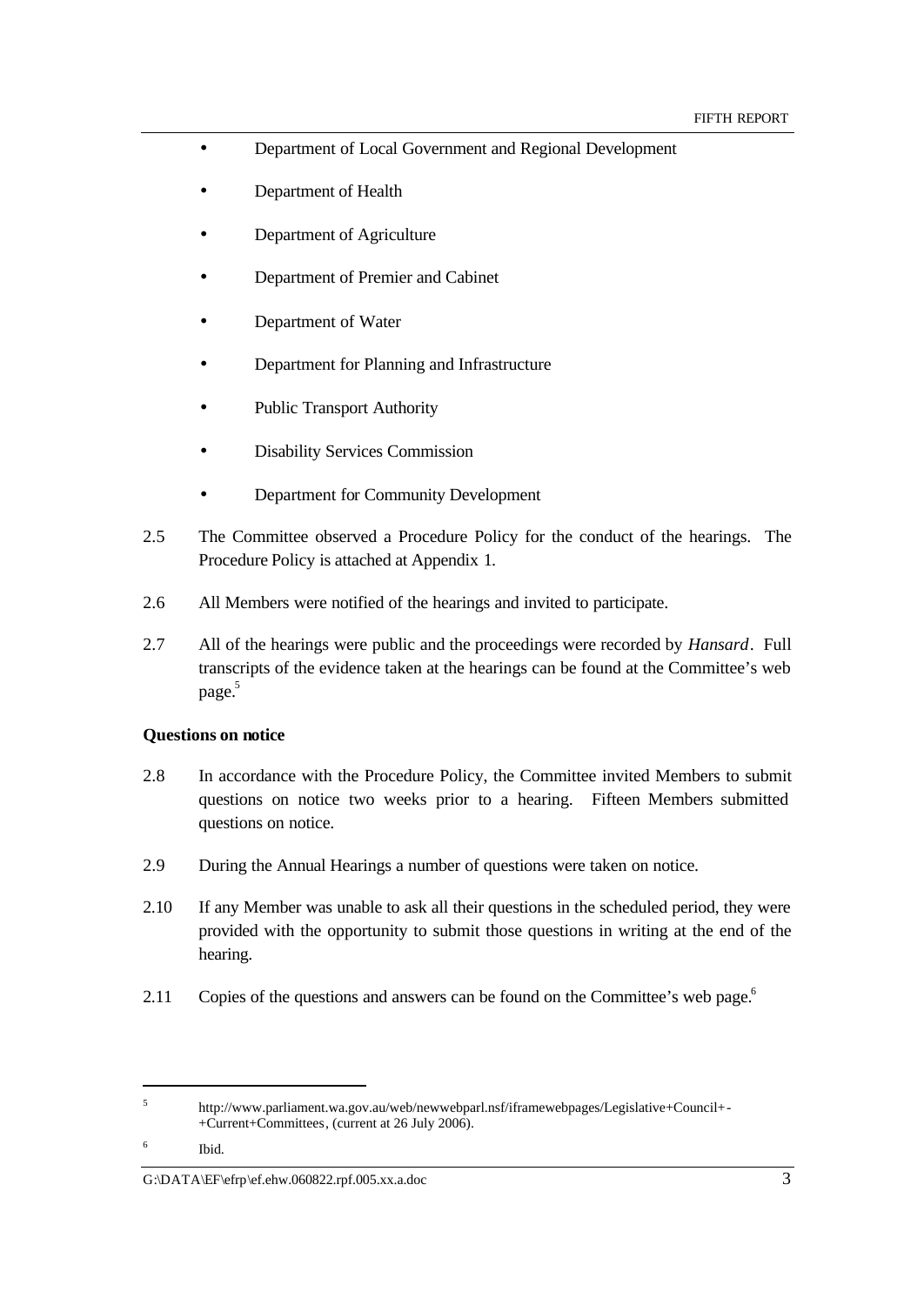- Department of Local Government and Regional Development
- Department of Health
- Department of Agriculture
- Department of Premier and Cabinet
- Department of Water
- Department for Planning and Infrastructure
- Public Transport Authority
- Disability Services Commission
- Department for Community Development

2.5 The Committee observed a Procedure Policy for the conduct of the hearings. The Procedure Policy is attached at Appendix 1.

2.6 All Members were notified of the hearings and invited to participate.

2.7 All of the hearings were public and the proceedings were recorded by *Hansard*. Full transcripts of the evidence taken at the hearings can be found at the Committee's web page.[5]

**Questions on notice**

2.8 In accordance with the Procedure Policy, the Committee invited Members to submit questions on notice two weeks prior to a hearing. Fifteen Members submitted questions on notice.

2.9 During the Annual Hearings a number of questions were taken on notice.

2.10 If any Member was unable to ask all their questions in the scheduled period, they were provided with the opportunity to submit those questions in writing at the end of the hearing.

2.11 Copies of the questions and answers can be found on the Committee's web page.[6]

---

[5] http://www.parliament.wa.gov.au/web/newwebparl.nsf/iframewebpages/Legislative+Council+-+Current+Committees, (current at 26 July 2006).

[6] Ibid.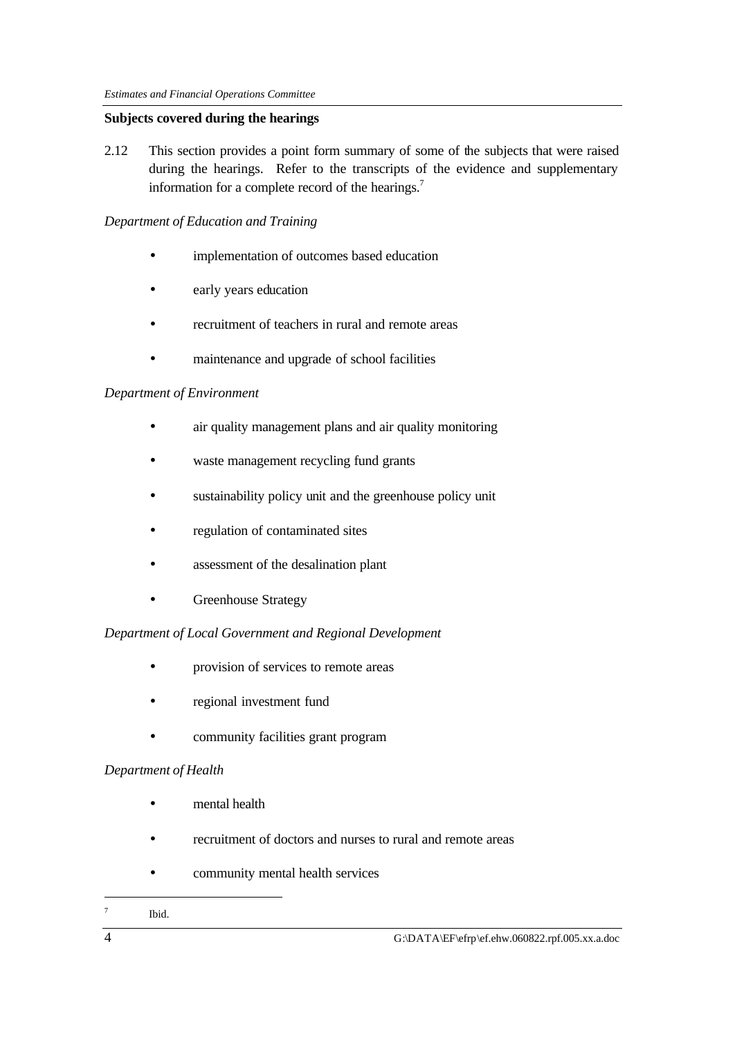## Subjects covered during the hearings

2.12 This section provides a point form summary of some of the subjects that were raised during the hearings. Refer to the transcripts of the evidence and supplementary information for a complete record of the hearings.[7]

*Department of Education and Training*

- implementation of outcomes based education
- early years education
- recruitment of teachers in rural and remote areas
- maintenance and upgrade of school facilities

*Department of Environment*

- air quality management plans and air quality monitoring
- waste management recycling fund grants
- sustainability policy unit and the greenhouse policy unit
- regulation of contaminated sites
- assessment of the desalination plant
- Greenhouse Strategy

*Department of Local Government and Regional Development*

- provision of services to remote areas
- regional investment fund
- community facilities grant program

*Department of Health*

- mental health
- recruitment of doctors and nurses to rural and remote areas
- community mental health services

---

[7] Ibid.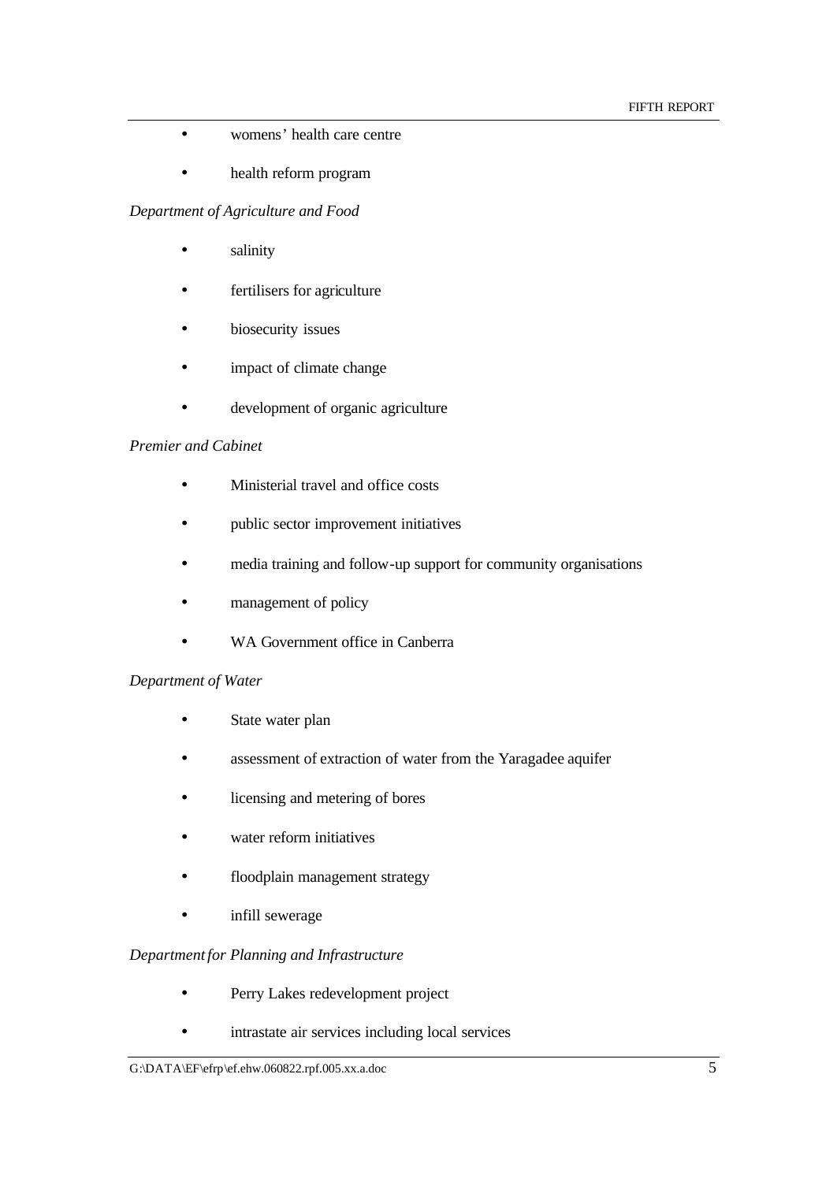- womens' health care centre
- health reform program

*Department of Agriculture and Food*

- salinity
- fertilisers for agriculture
- biosecurity issues
- impact of climate change
- development of organic agriculture

*Premier and Cabinet*

- Ministerial travel and office costs
- public sector improvement initiatives
- media training and follow-up support for community organisations
- management of policy
- WA Government office in Canberra

*Department of Water*

- State water plan
- assessment of extraction of water from the Yaragadee aquifer
- licensing and metering of bores
- water reform initiatives
- floodplain management strategy
- infill sewerage

*Department for Planning and Infrastructure*

- Perry Lakes redevelopment project
- intrastate air services including local services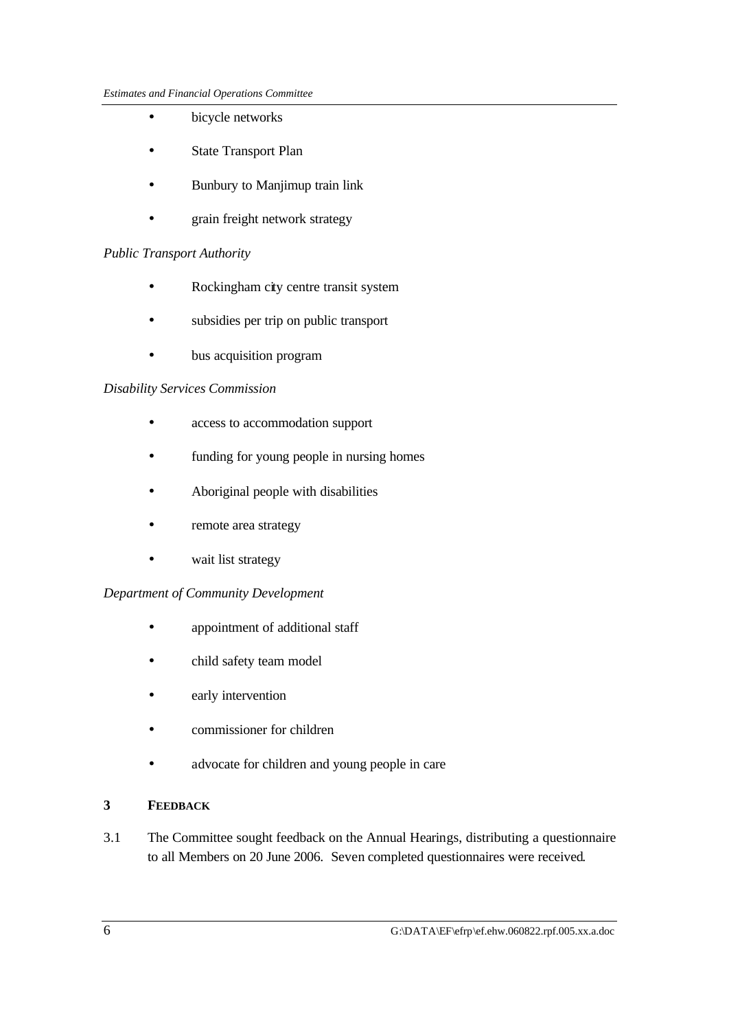- bicycle networks
- State Transport Plan
- Bunbury to Manjimup train link
- grain freight network strategy

*Public Transport Authority*

- Rockingham city centre transit system
- subsidies per trip on public transport
- bus acquisition program

*Disability Services Commission*

- access to accommodation support
- funding for young people in nursing homes
- Aboriginal people with disabilities
- remote area strategy
- wait list strategy

*Department of Community Development*

- appointment of additional staff
- child safety team model
- early intervention
- commissioner for children
- advocate for children and young people in care

## 3 FEEDBACK

3.1 The Committee sought feedback on the Annual Hearings, distributing a questionnaire to all Members on 20 June 2006. Seven completed questionnaires were received.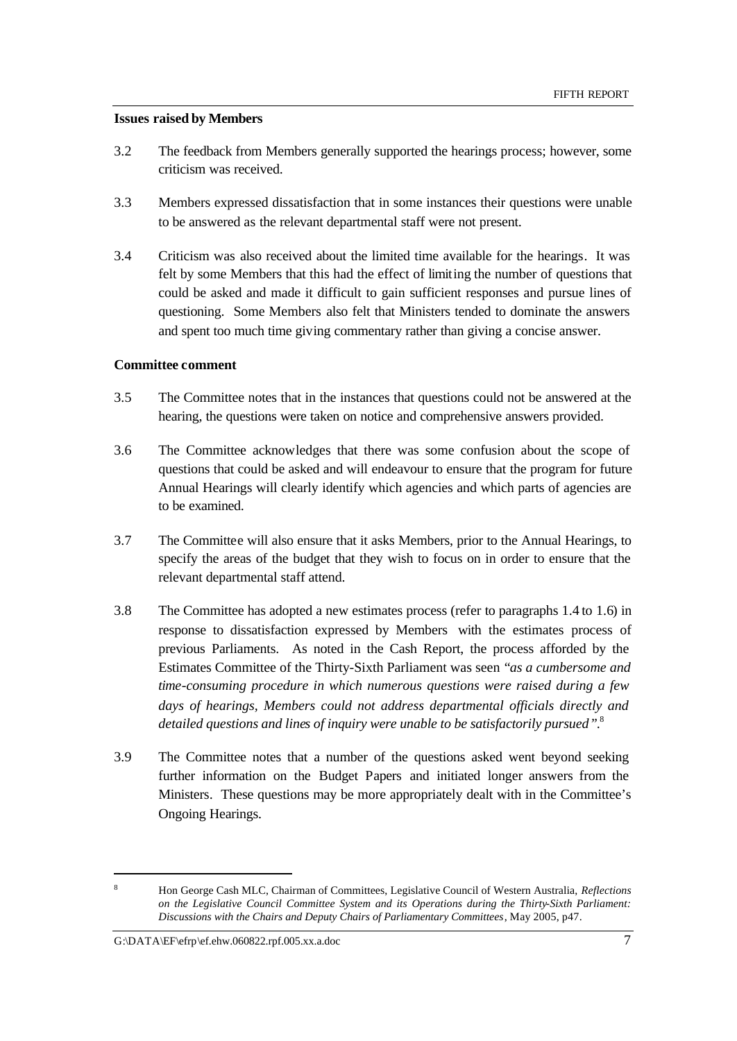**Issues raised by Members**

3.2 The feedback from Members generally supported the hearings process; however, some criticism was received.

3.3 Members expressed dissatisfaction that in some instances their questions were unable to be answered as the relevant departmental staff were not present.

3.4 Criticism was also received about the limited time available for the hearings. It was felt by some Members that this had the effect of limiting the number of questions that could be asked and made it difficult to gain sufficient responses and pursue lines of questioning. Some Members also felt that Ministers tended to dominate the answers and spent too much time giving commentary rather than giving a concise answer.

**Committee comment**

3.5 The Committee notes that in the instances that questions could not be answered at the hearing, the questions were taken on notice and comprehensive answers provided.

3.6 The Committee acknowledges that there was some confusion about the scope of questions that could be asked and will endeavour to ensure that the program for future Annual Hearings will clearly identify which agencies and which parts of agencies are to be examined.

3.7 The Committee will also ensure that it asks Members, prior to the Annual Hearings, to specify the areas of the budget that they wish to focus on in order to ensure that the relevant departmental staff attend.

3.8 The Committee has adopted a new estimates process (refer to paragraphs 1.4 to 1.6) in response to dissatisfaction expressed by Members with the estimates process of previous Parliaments. As noted in the Cash Report, the process afforded by the Estimates Committee of the Thirty-Sixth Parliament was seen *"as a cumbersome and time-consuming procedure in which numerous questions were raised during a few days of hearings, Members could not address departmental officials directly and detailed questions and lines of inquiry were unable to be satisfactorily pursued"*.[8]

3.9 The Committee notes that a number of the questions asked went beyond seeking further information on the Budget Papers and initiated longer answers from the Ministers. These questions may be more appropriately dealt with in the Committee's Ongoing Hearings.

---

[8] Hon George Cash MLC, Chairman of Committees, Legislative Council of Western Australia, *Reflections on the Legislative Council Committee System and its Operations during the Thirty-Sixth Parliament: Discussions with the Chairs and Deputy Chairs of Parliamentary Committees*, May 2005, p47.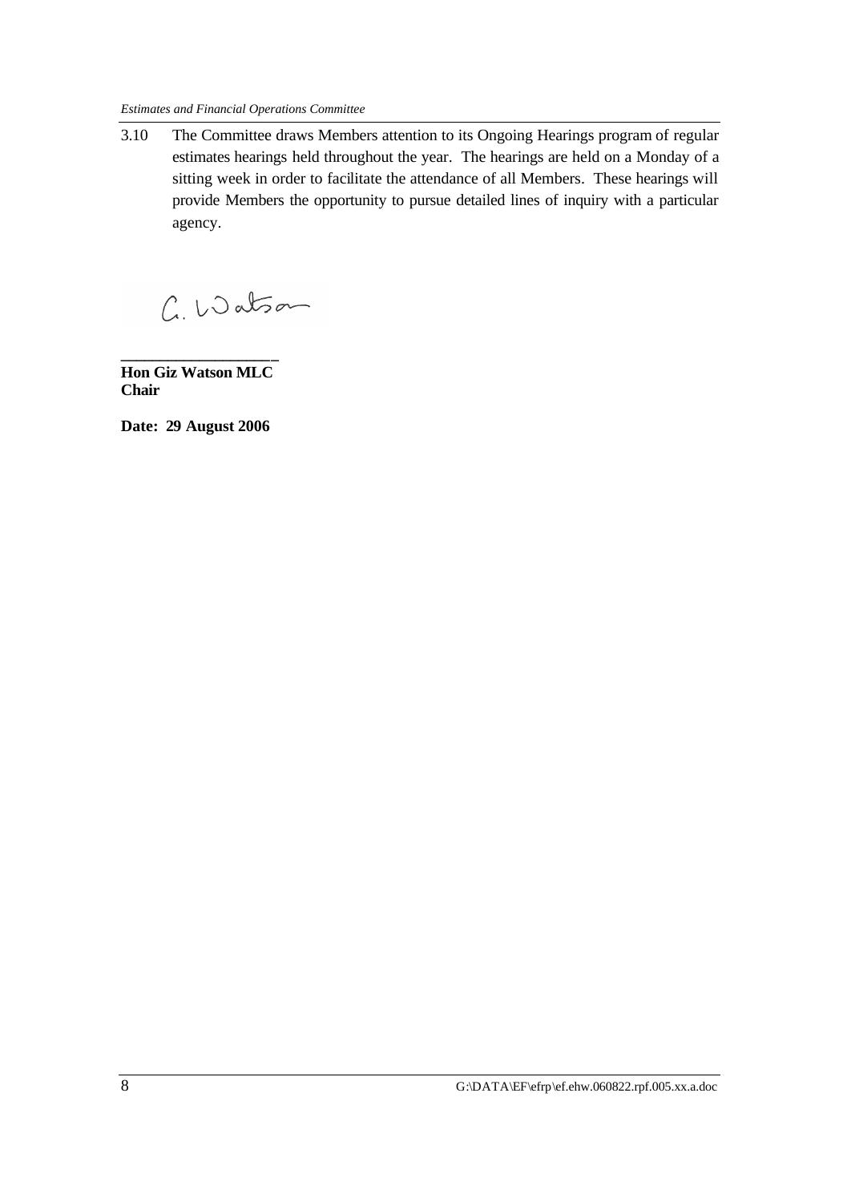3.10 The Committee draws Members attention to its Ongoing Hearings program of regular estimates hearings held throughout the year. The hearings are held on a Monday of a sitting week in order to facilitate the attendance of all Members. These hearings will provide Members the opportunity to pursue detailed lines of inquiry with a particular agency.

G. Watson

**Hon Giz Watson MLC**
**Chair**

**Date: 29 August 2006**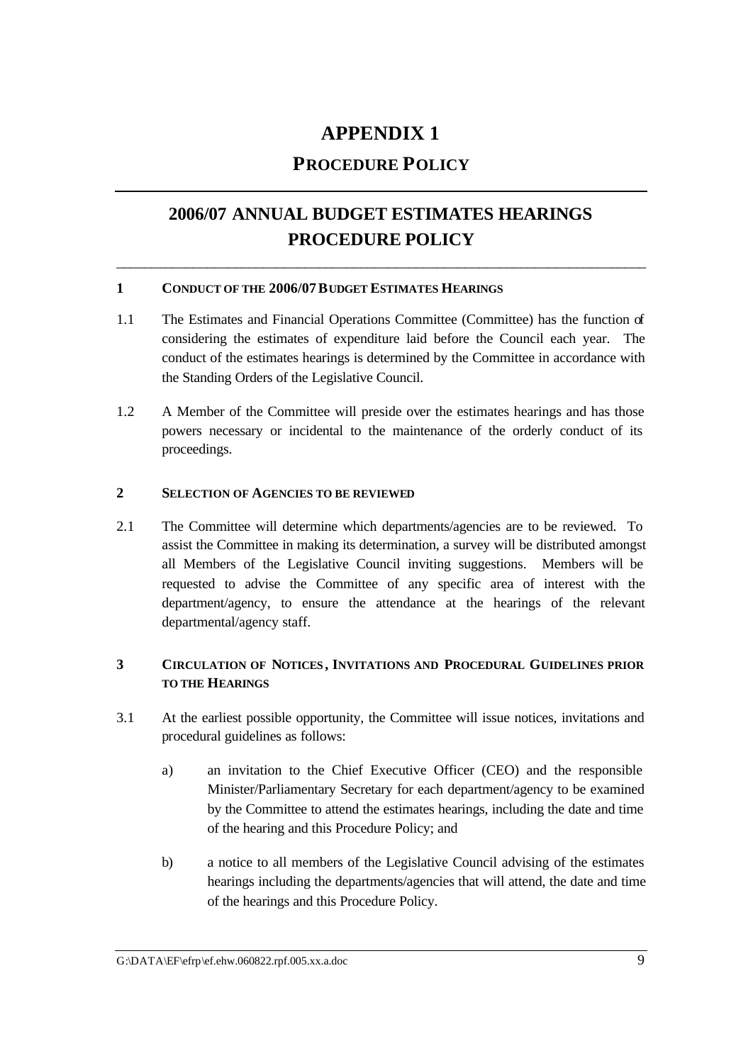# APPENDIX 1

## PROCEDURE POLICY

---

## 2006/07 ANNUAL BUDGET ESTIMATES HEARINGS PROCEDURE POLICY

---

### 1 CONDUCT OF THE 2006/07 BUDGET ESTIMATES HEARINGS

1.1 The Estimates and Financial Operations Committee (Committee) has the function of considering the estimates of expenditure laid before the Council each year. The conduct of the estimates hearings is determined by the Committee in accordance with the Standing Orders of the Legislative Council.

1.2 A Member of the Committee will preside over the estimates hearings and has those powers necessary or incidental to the maintenance of the orderly conduct of its proceedings.

### 2 SELECTION OF AGENCIES TO BE REVIEWED

2.1 The Committee will determine which departments/agencies are to be reviewed. To assist the Committee in making its determination, a survey will be distributed amongst all Members of the Legislative Council inviting suggestions. Members will be requested to advise the Committee of any specific area of interest with the department/agency, to ensure the attendance at the hearings of the relevant departmental/agency staff.

### 3 CIRCULATION OF NOTICES, INVITATIONS AND PROCEDURAL GUIDELINES PRIOR TO THE HEARINGS

3.1 At the earliest possible opportunity, the Committee will issue notices, invitations and procedural guidelines as follows:

a) an invitation to the Chief Executive Officer (CEO) and the responsible Minister/Parliamentary Secretary for each department/agency to be examined by the Committee to attend the estimates hearings, including the date and time of the hearing and this Procedure Policy; and

b) a notice to all members of the Legislative Council advising of the estimates hearings including the departments/agencies that will attend, the date and time of the hearings and this Procedure Policy.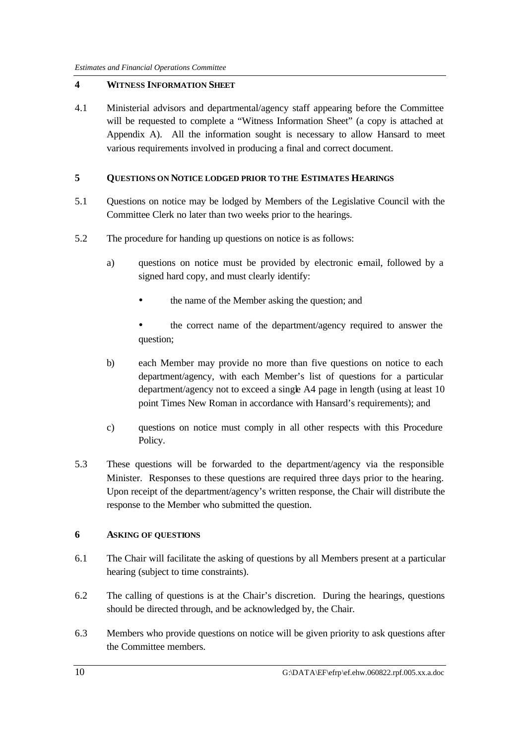## 4 WITNESS INFORMATION SHEET

4.1 Ministerial advisors and departmental/agency staff appearing before the Committee will be requested to complete a "Witness Information Sheet" (a copy is attached at Appendix A). All the information sought is necessary to allow Hansard to meet various requirements involved in producing a final and correct document.

## 5 QUESTIONS ON NOTICE LODGED PRIOR TO THE ESTIMATES HEARINGS

5.1 Questions on notice may be lodged by Members of the Legislative Council with the Committee Clerk no later than two weeks prior to the hearings.

5.2 The procedure for handing up questions on notice is as follows:

a) questions on notice must be provided by electronic e-mail, followed by a signed hard copy, and must clearly identify:

- the name of the Member asking the question; and
- the correct name of the department/agency required to answer the question;

b) each Member may provide no more than five questions on notice to each department/agency, with each Member's list of questions for a particular department/agency not to exceed a single A4 page in length (using at least 10 point Times New Roman in accordance with Hansard's requirements); and

c) questions on notice must comply in all other respects with this Procedure Policy.

5.3 These questions will be forwarded to the department/agency via the responsible Minister. Responses to these questions are required three days prior to the hearing. Upon receipt of the department/agency's written response, the Chair will distribute the response to the Member who submitted the question.

## 6 ASKING OF QUESTIONS

6.1 The Chair will facilitate the asking of questions by all Members present at a particular hearing (subject to time constraints).

6.2 The calling of questions is at the Chair's discretion. During the hearings, questions should be directed through, and be acknowledged by, the Chair.

6.3 Members who provide questions on notice will be given priority to ask questions after the Committee members.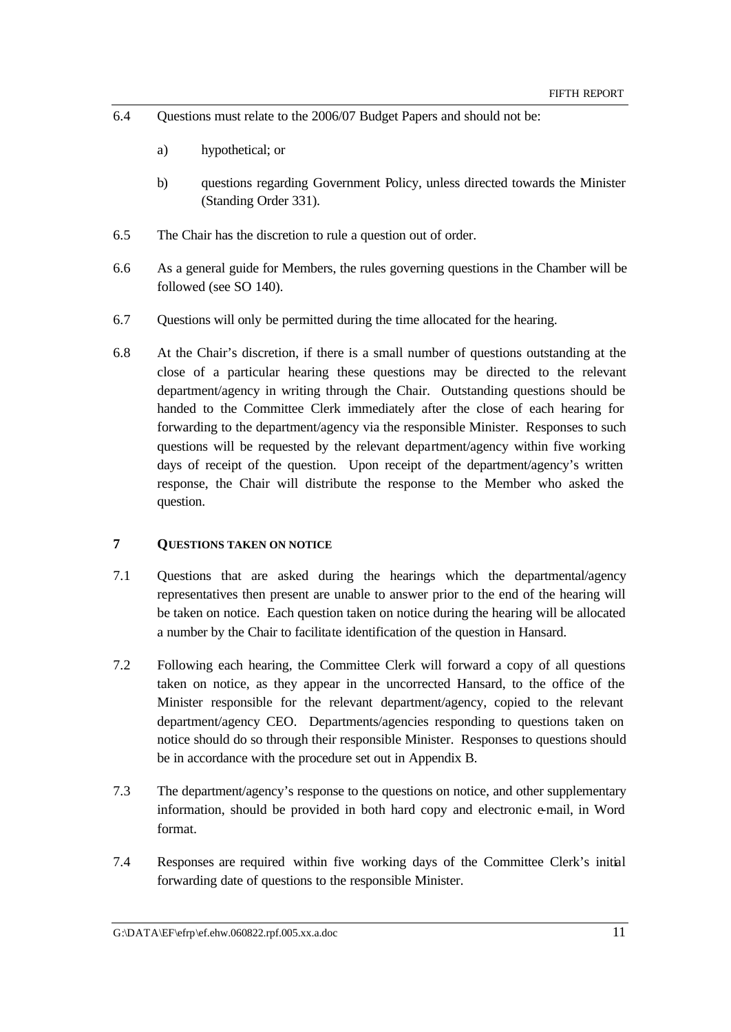6.4 Questions must relate to the 2006/07 Budget Papers and should not be:

a) hypothetical; or

b) questions regarding Government Policy, unless directed towards the Minister (Standing Order 331).

6.5 The Chair has the discretion to rule a question out of order.

6.6 As a general guide for Members, the rules governing questions in the Chamber will be followed (see SO 140).

6.7 Questions will only be permitted during the time allocated for the hearing.

6.8 At the Chair's discretion, if there is a small number of questions outstanding at the close of a particular hearing these questions may be directed to the relevant department/agency in writing through the Chair. Outstanding questions should be handed to the Committee Clerk immediately after the close of each hearing for forwarding to the department/agency via the responsible Minister. Responses to such questions will be requested by the relevant department/agency within five working days of receipt of the question. Upon receipt of the department/agency's written response, the Chair will distribute the response to the Member who asked the question.

## 7 QUESTIONS TAKEN ON NOTICE

7.1 Questions that are asked during the hearings which the departmental/agency representatives then present are unable to answer prior to the end of the hearing will be taken on notice. Each question taken on notice during the hearing will be allocated a number by the Chair to facilitate identification of the question in Hansard.

7.2 Following each hearing, the Committee Clerk will forward a copy of all questions taken on notice, as they appear in the uncorrected Hansard, to the office of the Minister responsible for the relevant department/agency, copied to the relevant department/agency CEO. Departments/agencies responding to questions taken on notice should do so through their responsible Minister. Responses to questions should be in accordance with the procedure set out in Appendix B.

7.3 The department/agency's response to the questions on notice, and other supplementary information, should be provided in both hard copy and electronic e-mail, in Word format.

7.4 Responses are required within five working days of the Committee Clerk's initial forwarding date of questions to the responsible Minister.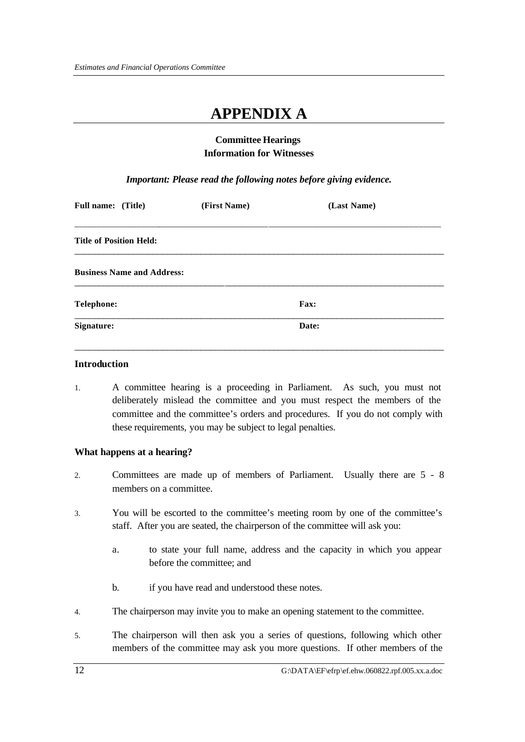# APPENDIX A

**Committee Hearings**
**Information for Witnesses**

***Important: Please read the following notes before giving evidence.***

**Full name: (Title)** **(First Name)** **(Last Name)**

\_\_\_\_\_\_\_\_\_\_\_\_\_\_\_\_\_\_\_\_\_\_\_\_\_\_\_\_\_\_\_\_\_\_\_\_\_\_\_\_\_\_\_\_\_\_\_\_\_\_\_\_\_\_\_\_\_\_\_\_\_\_\_\_\_\_\_\_\_\_\_\_\_\_

**Title of Position Held:**

\_\_\_\_\_\_\_\_\_\_\_\_\_\_\_\_\_\_\_\_\_\_\_\_\_\_\_\_\_\_\_\_\_\_\_\_\_\_\_\_\_\_\_\_\_\_\_\_\_\_\_\_\_\_\_\_\_\_\_\_\_\_\_\_\_\_\_\_\_\_\_\_\_\_

**Business Name and Address:**

\_\_\_\_\_\_\_\_\_\_\_\_\_\_\_\_\_\_\_\_\_\_\_\_\_\_\_\_\_\_\_\_\_\_\_\_\_\_\_\_\_\_\_\_\_\_\_\_\_\_\_\_\_\_\_\_\_\_\_\_\_\_\_\_\_\_\_\_\_\_\_\_\_\_

**Telephone:** **Fax:**

\_\_\_\_\_\_\_\_\_\_\_\_\_\_\_\_\_\_\_\_\_\_\_\_\_\_\_\_\_\_\_\_\_\_\_\_\_\_\_\_\_\_\_\_\_\_\_\_\_\_\_\_\_\_\_\_\_\_\_\_\_\_\_\_\_\_\_\_\_\_\_\_\_\_

**Signature:** **Date:**

\_\_\_\_\_\_\_\_\_\_\_\_\_\_\_\_\_\_\_\_\_\_\_\_\_\_\_\_\_\_\_\_\_\_\_\_\_\_\_\_\_\_\_\_\_\_\_\_\_\_\_\_\_\_\_\_\_\_\_\_\_\_\_\_\_\_\_\_\_\_\_\_\_\_

### Introduction

1. A committee hearing is a proceeding in Parliament. As such, you must not deliberately mislead the committee and you must respect the members of the committee and the committee's orders and procedures. If you do not comply with these requirements, you may be subject to legal penalties.

### What happens at a hearing?

2. Committees are made up of members of Parliament. Usually there are 5 - 8 members on a committee.

3. You will be escorted to the committee's meeting room by one of the committee's staff. After you are seated, the chairperson of the committee will ask you:

   a. to state your full name, address and the capacity in which you appear before the committee; and

   b. if you have read and understood these notes.

4. The chairperson may invite you to make an opening statement to the committee.

5. The chairperson will then ask you a series of questions, following which other members of the committee may ask you more questions. If other members of the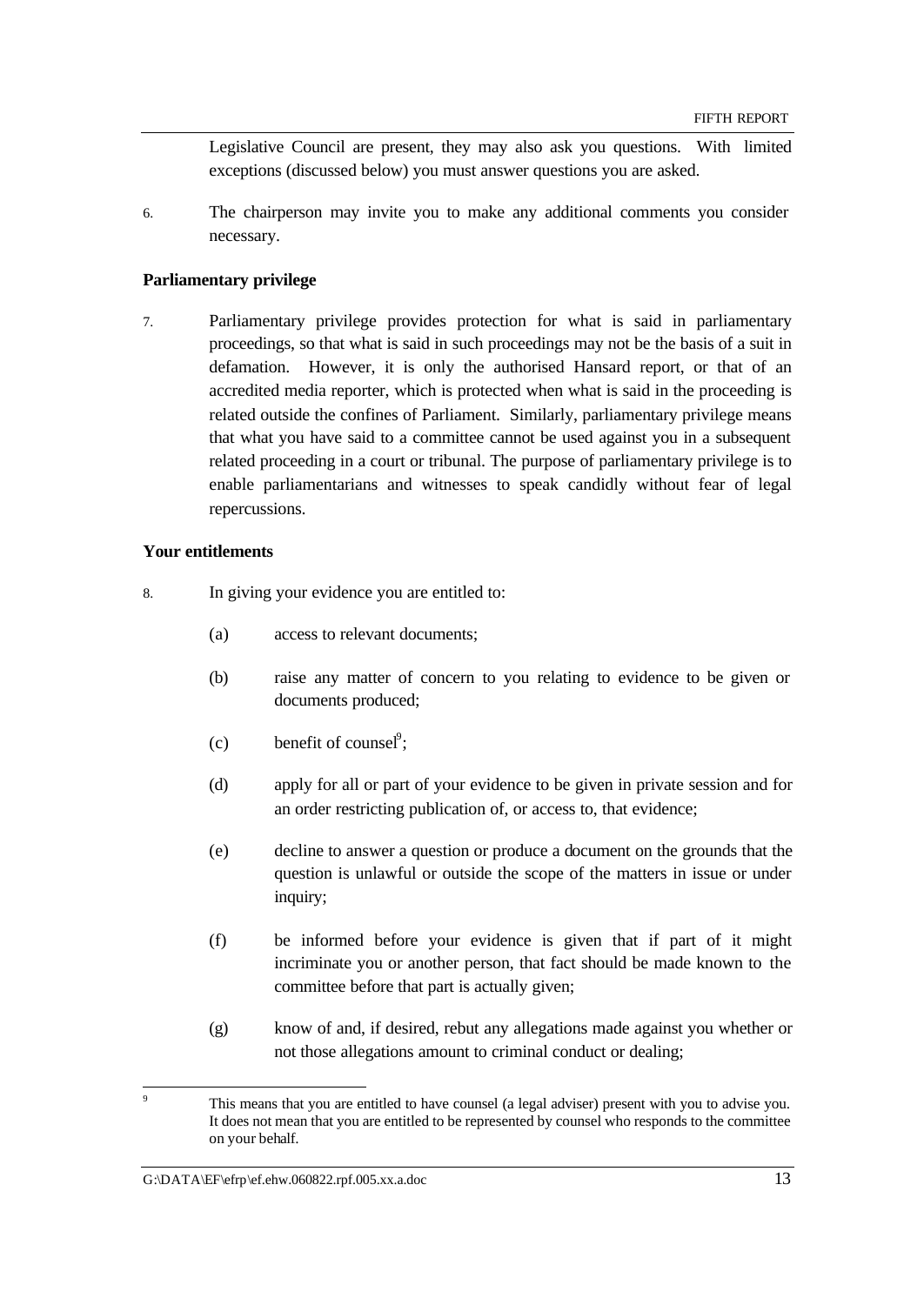Legislative Council are present, they may also ask you questions. With limited exceptions (discussed below) you must answer questions you are asked.

6. The chairperson may invite you to make any additional comments you consider necessary.

**Parliamentary privilege**

7. Parliamentary privilege provides protection for what is said in parliamentary proceedings, so that what is said in such proceedings may not be the basis of a suit in defamation. However, it is only the authorised Hansard report, or that of an accredited media reporter, which is protected when what is said in the proceeding is related outside the confines of Parliament. Similarly, parliamentary privilege means that what you have said to a committee cannot be used against you in a subsequent related proceeding in a court or tribunal. The purpose of parliamentary privilege is to enable parliamentarians and witnesses to speak candidly without fear of legal repercussions.

**Your entitlements**

8. In giving your evidence you are entitled to:

   (a) access to relevant documents;

   (b) raise any matter of concern to you relating to evidence to be given or documents produced;

   (c) benefit of counsel[9];

   (d) apply for all or part of your evidence to be given in private session and for an order restricting publication of, or access to, that evidence;

   (e) decline to answer a question or produce a document on the grounds that the question is unlawful or outside the scope of the matters in issue or under inquiry;

   (f) be informed before your evidence is given that if part of it might incriminate you or another person, that fact should be made known to the committee before that part is actually given;

   (g) know of and, if desired, rebut any allegations made against you whether or not those allegations amount to criminal conduct or dealing;

---

[9] This means that you are entitled to have counsel (a legal adviser) present with you to advise you. It does not mean that you are entitled to be represented by counsel who responds to the committee on your behalf.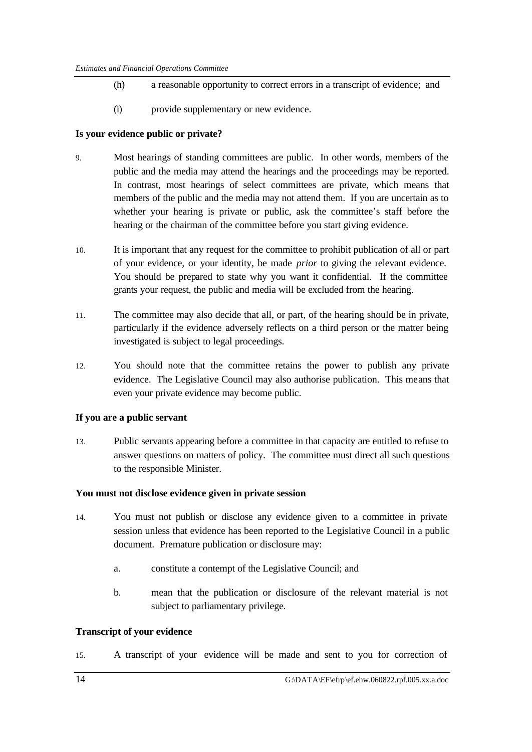(h) a reasonable opportunity to correct errors in a transcript of evidence; and

(i) provide supplementary or new evidence.

**Is your evidence public or private?**

9. Most hearings of standing committees are public. In other words, members of the public and the media may attend the hearings and the proceedings may be reported. In contrast, most hearings of select committees are private, which means that members of the public and the media may not attend them. If you are uncertain as to whether your hearing is private or public, ask the committee's staff before the hearing or the chairman of the committee before you start giving evidence.

10. It is important that any request for the committee to prohibit publication of all or part of your evidence, or your identity, be made *prior* to giving the relevant evidence. You should be prepared to state why you want it confidential. If the committee grants your request, the public and media will be excluded from the hearing.

11. The committee may also decide that all, or part, of the hearing should be in private, particularly if the evidence adversely reflects on a third person or the matter being investigated is subject to legal proceedings.

12. You should note that the committee retains the power to publish any private evidence. The Legislative Council may also authorise publication. This means that even your private evidence may become public.

**If you are a public servant**

13. Public servants appearing before a committee in that capacity are entitled to refuse to answer questions on matters of policy. The committee must direct all such questions to the responsible Minister.

**You must not disclose evidence given in private session**

14. You must not publish or disclose any evidence given to a committee in private session unless that evidence has been reported to the Legislative Council in a public document. Premature publication or disclosure may:

   a. constitute a contempt of the Legislative Council; and

   b. mean that the publication or disclosure of the relevant material is not subject to parliamentary privilege.

**Transcript of your evidence**

15. A transcript of your evidence will be made and sent to you for correction of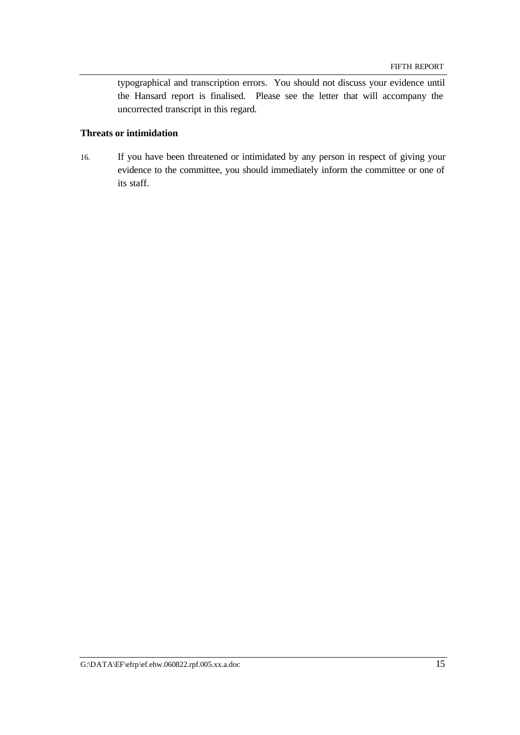typographical and transcription errors. You should not discuss your evidence until the Hansard report is finalised. Please see the letter that will accompany the uncorrected transcript in this regard.

**Threats or intimidation**

16. If you have been threatened or intimidated by any person in respect of giving your evidence to the committee, you should immediately inform the committee or one of its staff.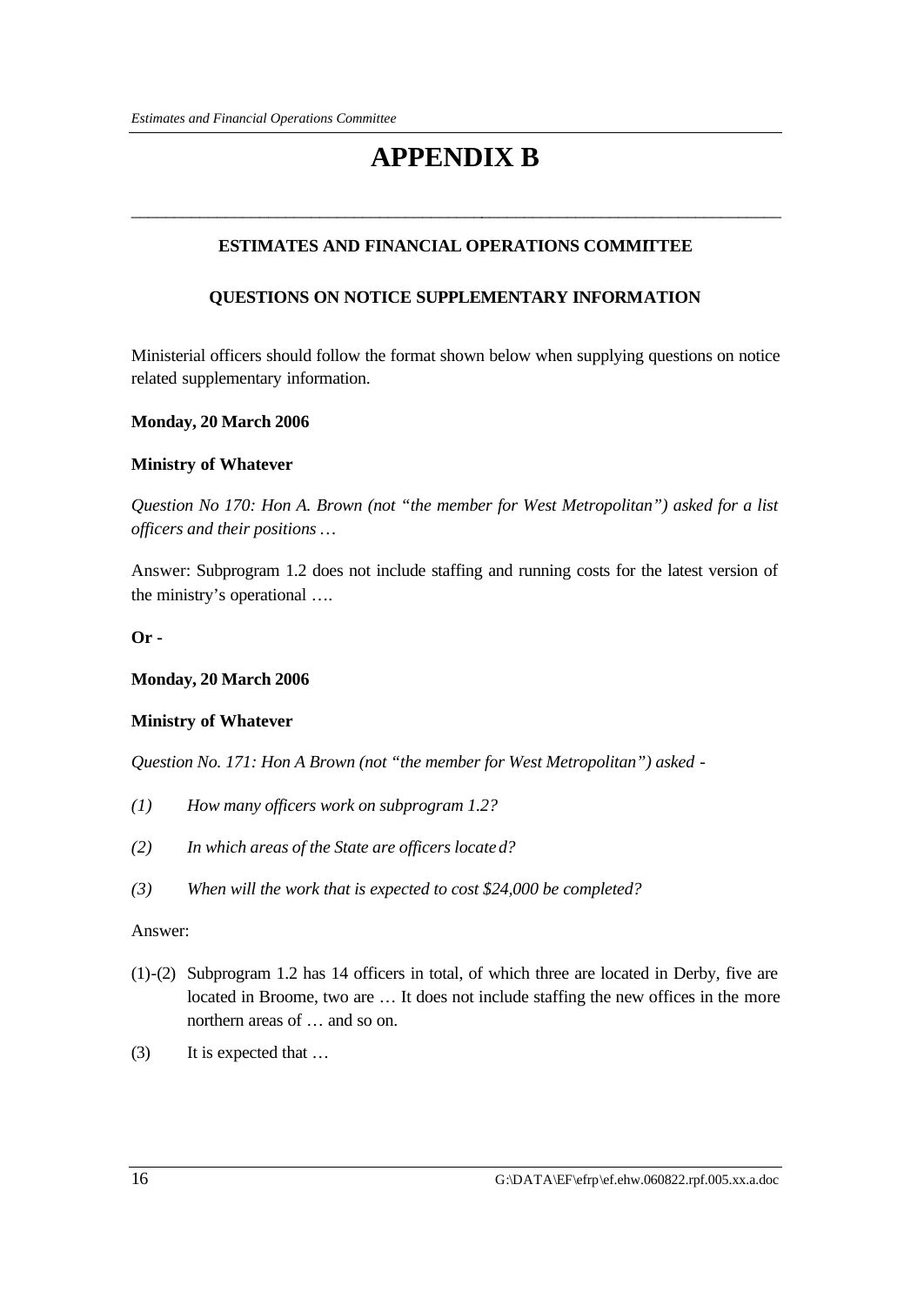# APPENDIX B

**ESTIMATES AND FINANCIAL OPERATIONS COMMITTEE**

**QUESTIONS ON NOTICE SUPPLEMENTARY INFORMATION**

Ministerial officers should follow the format shown below when supplying questions on notice related supplementary information.

**Monday, 20 March 2006**

**Ministry of Whatever**

*Question No 170: Hon A. Brown (not "the member for West Metropolitan") asked for a list officers and their positions …*

Answer: Subprogram 1.2 does not include staffing and running costs for the latest version of the ministry's operational ….

**Or -**

**Monday, 20 March 2006**

**Ministry of Whatever**

*Question No. 171: Hon A Brown (not "the member for West Metropolitan") asked -*

*(1) How many officers work on subprogram 1.2?*

*(2) In which areas of the State are officers located?*

*(3) When will the work that is expected to cost $24,000 be completed?*

Answer:

(1)-(2) Subprogram 1.2 has 14 officers in total, of which three are located in Derby, five are located in Broome, two are … It does not include staffing the new offices in the more northern areas of … and so on.

(3) It is expected that …